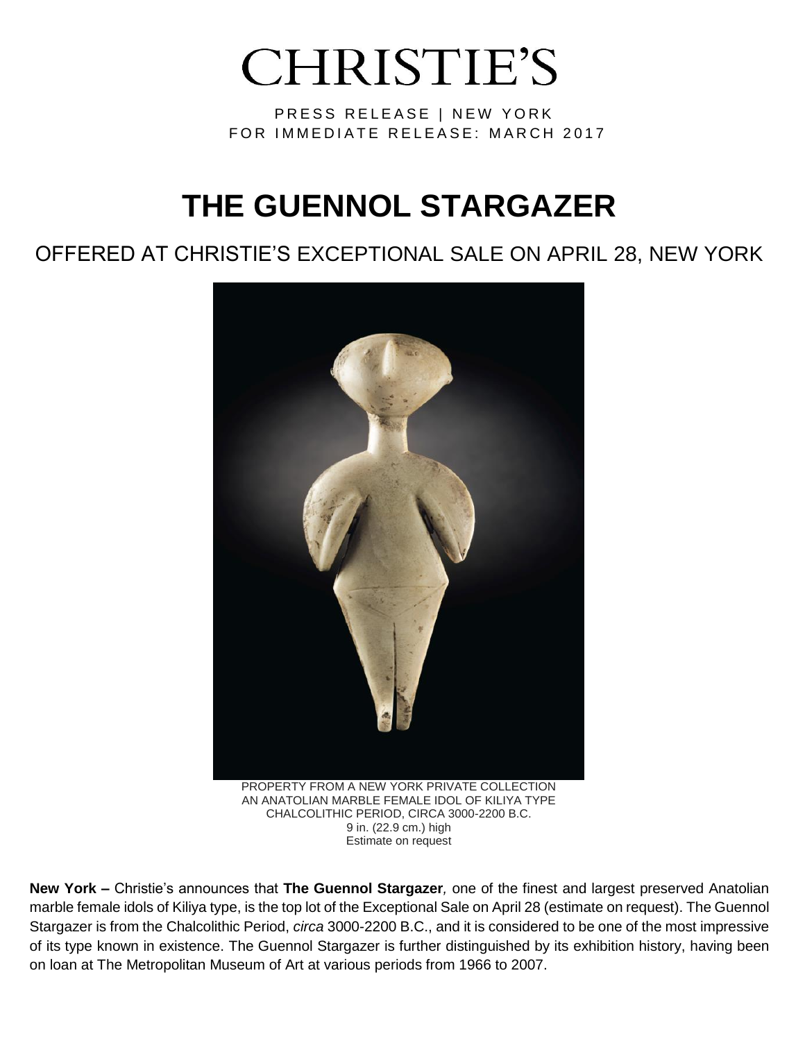# CHRISTIE'S

PRESS RELEASE | NEW YORK
FOR IMMEDIATE RELEASE: MARCH 2017

# THE GUENNOL STARGAZER

## OFFERED AT CHRISTIE'S EXCEPTIONAL SALE ON APRIL 28, NEW YORK

PROPERTY FROM A NEW YORK PRIVATE COLLECTION
AN ANATOLIAN MARBLE FEMALE IDOL OF KILIYA TYPE
CHALCOLITHIC PERIOD, CIRCA 3000-2200 B.C.
9 in. (22.9 cm.) high
Estimate on request

**New York –** Christie's announces that **The Guennol Stargazer***,* one of the finest and largest preserved Anatolian marble female idols of Kiliya type, is the top lot of the Exceptional Sale on April 28 (estimate on request). The Guennol Stargazer is from the Chalcolithic Period, *circa* 3000-2200 B.C., and it is considered to be one of the most impressive of its type known in existence. The Guennol Stargazer is further distinguished by its exhibition history, having been on loan at The Metropolitan Museum of Art at various periods from 1966 to 2007.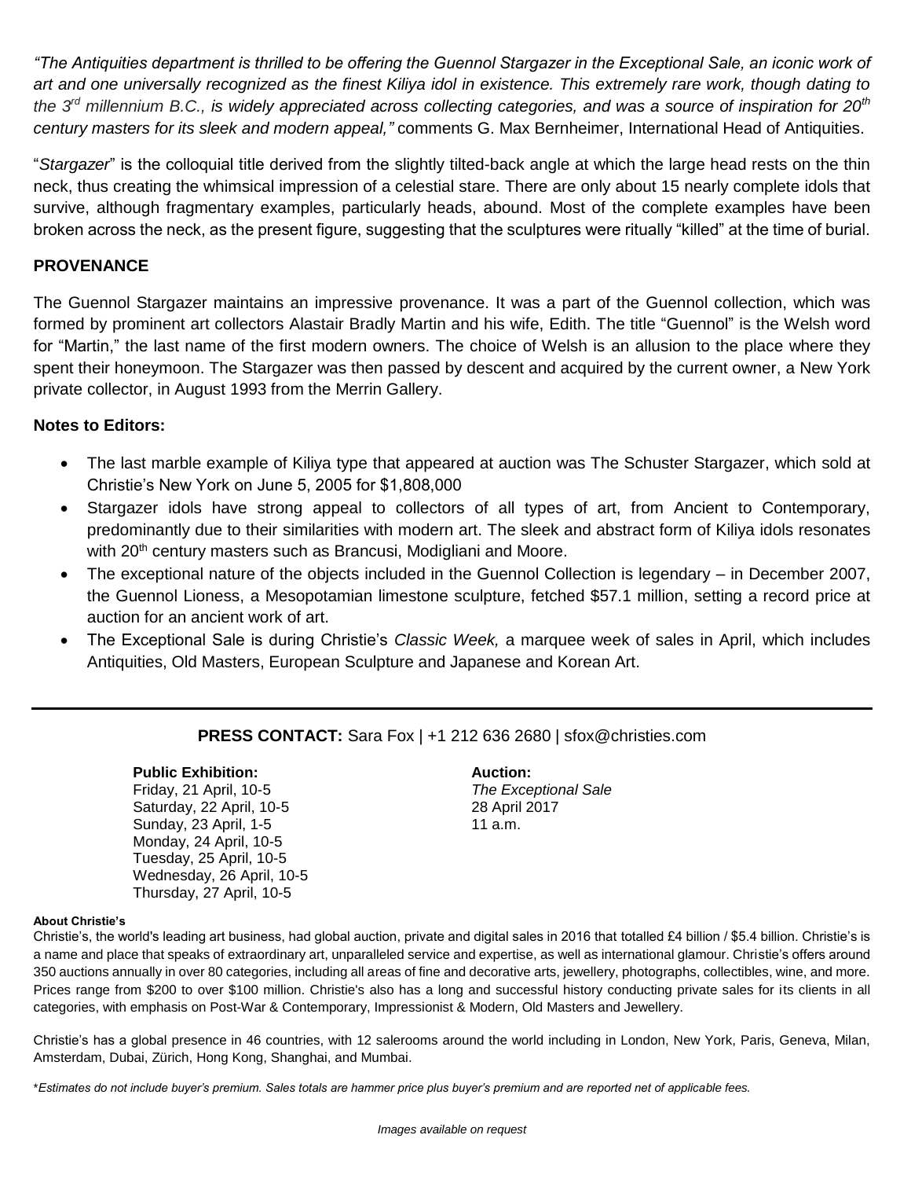*"The Antiquities department is thrilled to be offering the Guennol Stargazer in the Exceptional Sale, an iconic work of art and one universally recognized as the finest Kiliya idol in existence. This extremely rare work, though dating to the 3rd millennium B.C., is widely appreciated across collecting categories, and was a source of inspiration for 20th century masters for its sleek and modern appeal,"* comments G. Max Bernheimer, International Head of Antiquities.

"*Stargazer*" is the colloquial title derived from the slightly tilted-back angle at which the large head rests on the thin neck, thus creating the whimsical impression of a celestial stare. There are only about 15 nearly complete idols that survive, although fragmentary examples, particularly heads, abound. Most of the complete examples have been broken across the neck, as the present figure, suggesting that the sculptures were ritually "killed" at the time of burial.

**PROVENANCE**

The Guennol Stargazer maintains an impressive provenance. It was a part of the Guennol collection, which was formed by prominent art collectors Alastair Bradly Martin and his wife, Edith. The title "Guennol" is the Welsh word for "Martin," the last name of the first modern owners. The choice of Welsh is an allusion to the place where they spent their honeymoon. The Stargazer was then passed by descent and acquired by the current owner, a New York private collector, in August 1993 from the Merrin Gallery.

**Notes to Editors:**

- The last marble example of Kiliya type that appeared at auction was The Schuster Stargazer, which sold at Christie's New York on June 5, 2005 for $1,808,000
- Stargazer idols have strong appeal to collectors of all types of art, from Ancient to Contemporary, predominantly due to their similarities with modern art. The sleek and abstract form of Kiliya idols resonates with 20th century masters such as Brancusi, Modigliani and Moore.
- The exceptional nature of the objects included in the Guennol Collection is legendary – in December 2007, the Guennol Lioness, a Mesopotamian limestone sculpture, fetched $57.1 million, setting a record price at auction for an ancient work of art.
- The Exceptional Sale is during Christie's *Classic Week,* a marquee week of sales in April, which includes Antiquities, Old Masters, European Sculpture and Japanese and Korean Art.

---

**PRESS CONTACT:** Sara Fox | +1 212 636 2680 | sfox@christies.com

**Public Exhibition:**
Friday, 21 April, 10-5
Saturday, 22 April, 10-5
Sunday, 23 April, 1-5
Monday, 24 April, 10-5
Tuesday, 25 April, 10-5
Wednesday, 26 April, 10-5
Thursday, 27 April, 10-5

**Auction:**
*The Exceptional Sale*
28 April 2017
11 a.m.

**About Christie's**

Christie's, the world's leading art business, had global auction, private and digital sales in 2016 that totalled £4 billion / $5.4 billion. Christie's is a name and place that speaks of extraordinary art, unparalleled service and expertise, as well as international glamour. Christie's offers around 350 auctions annually in over 80 categories, including all areas of fine and decorative arts, jewellery, photographs, collectibles, wine, and more. Prices range from $200 to over $100 million. Christie's also has a long and successful history conducting private sales for its clients in all categories, with emphasis on Post-War & Contemporary, Impressionist & Modern, Old Masters and Jewellery.

Christie's has a global presence in 46 countries, with 12 salerooms around the world including in London, New York, Paris, Geneva, Milan, Amsterdam, Dubai, Zürich, Hong Kong, Shanghai, and Mumbai.

*\*Estimates do not include buyer's premium. Sales totals are hammer price plus buyer's premium and are reported net of applicable fees.*

*Images available on request*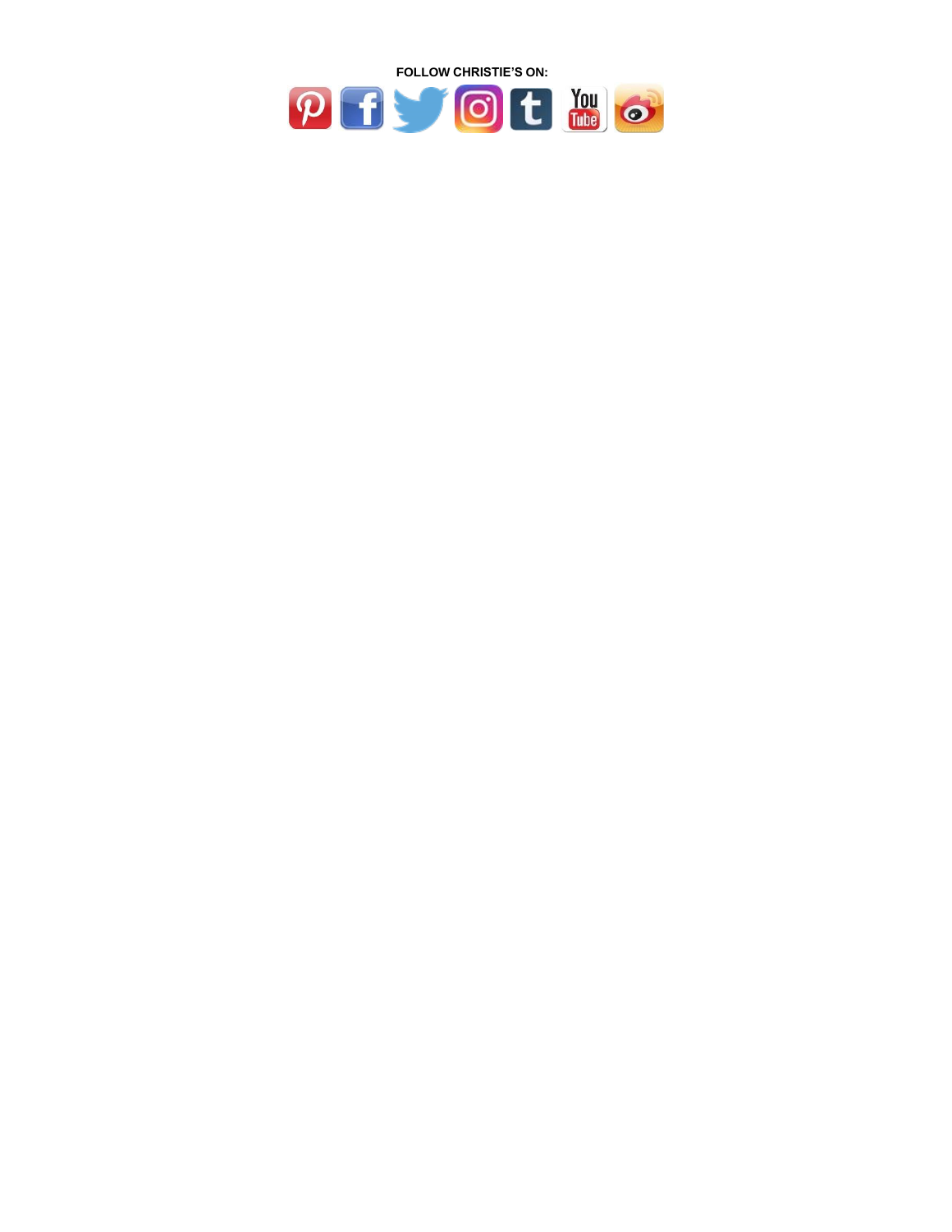**FOLLOW CHRISTIE'S ON:**